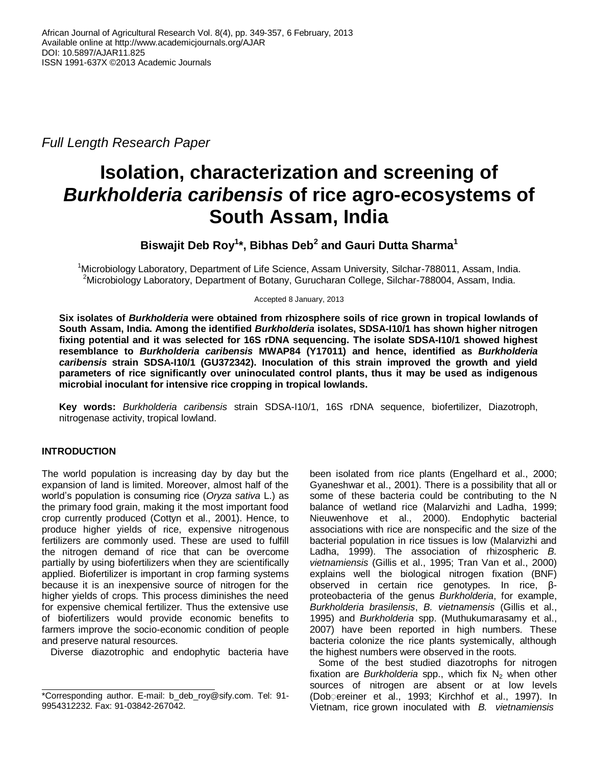*Full Length Research Paper*

# Isolation, characterization and screening of *Burkholderia caribensis* of rice agro-ecosystems of South Assam, India

**Biswajit Deb Roy[1]\*, Bibhas Deb[2] and Gauri Dutta Sharma[1]**

[1]Microbiology Laboratory, Department of Life Science, Assam University, Silchar-788011, Assam, India.
[2]Microbiology Laboratory, Department of Botany, Gurucharan College, Silchar-788004, Assam, India.

Accepted 8 January, 2013

**Six isolates of *Burkholderia* were obtained from rhizosphere soils of rice grown in tropical lowlands of South Assam, India. Among the identified *Burkholderia* isolates, SDSA-I10/1 has shown higher nitrogen fixing potential and it was selected for 16S rDNA sequencing. The isolate SDSA-I10/1 showed highest resemblance to *Burkholderia caribensis* MWAP84 (Y17011) and hence, identified as *Burkholderia caribensis* strain SDSA-I10/1 (GU372342). Inoculation of this strain improved the growth and yield parameters of rice significantly over uninoculated control plants, thus it may be used as indigenous microbial inoculant for intensive rice cropping in tropical lowlands.**

**Key words:** *Burkholderia caribensis* strain SDSA-I10/1, 16S rDNA sequence, biofertilizer, Diazotroph, nitrogenase activity, tropical lowland.

## INTRODUCTION

The world population is increasing day by day but the expansion of land is limited. Moreover, almost half of the world's population is consuming rice (*Oryza sativa* L.) as the primary food grain, making it the most important food crop currently produced (Cottyn et al., 2001). Hence, to produce higher yields of rice, expensive nitrogenous fertilizers are commonly used. These are used to fulfill the nitrogen demand of rice that can be overcome partially by using biofertilizers when they are scientifically applied. Biofertilizer is important in crop farming systems because it is an inexpensive source of nitrogen for the higher yields of crops. This process diminishes the need for expensive chemical fertilizer. Thus the extensive use of biofertilizers would provide economic benefits to farmers improve the socio-economic condition of people and preserve natural resources.

Diverse diazotrophic and endophytic bacteria have been isolated from rice plants (Engelhard et al., 2000; Gyaneshwar et al., 2001). There is a possibility that all or some of these bacteria could be contributing to the N balance of wetland rice (Malarvizhi and Ladha, 1999; Nieuwenhove et al., 2000). Endophytic bacterial associations with rice are nonspecific and the size of the bacterial population in rice tissues is low (Malarvizhi and Ladha, 1999). The association of rhizospheric *B. vietnamiensis* (Gillis et al., 1995; Tran Van et al., 2000) explains well the biological nitrogen fixation (BNF) observed in certain rice genotypes. In rice, β-proteobacteria of the genus *Burkholderia*, for example, *Burkholderia brasilensis*, *B. vietnamensis* (Gillis et al., 1995) and *Burkholderia* spp. (Muthukumarasamy et al., 2007) have been reported in high numbers. These bacteria colonize the rice plants systemically, although the highest numbers were observed in the roots.

Some of the best studied diazotrophs for nitrogen fixation are *Burkholderia* spp., which fix $N_2$ when other sources of nitrogen are absent or at low levels (Dobereiner et al., 1993; Kirchhof et al., 1997). In Vietnam, rice grown inoculated with *B. vietnamiensis*

\*Corresponding author. E-mail: b_deb_roy@sify.com. Tel: 91-9954312232. Fax: 91-03842-267042.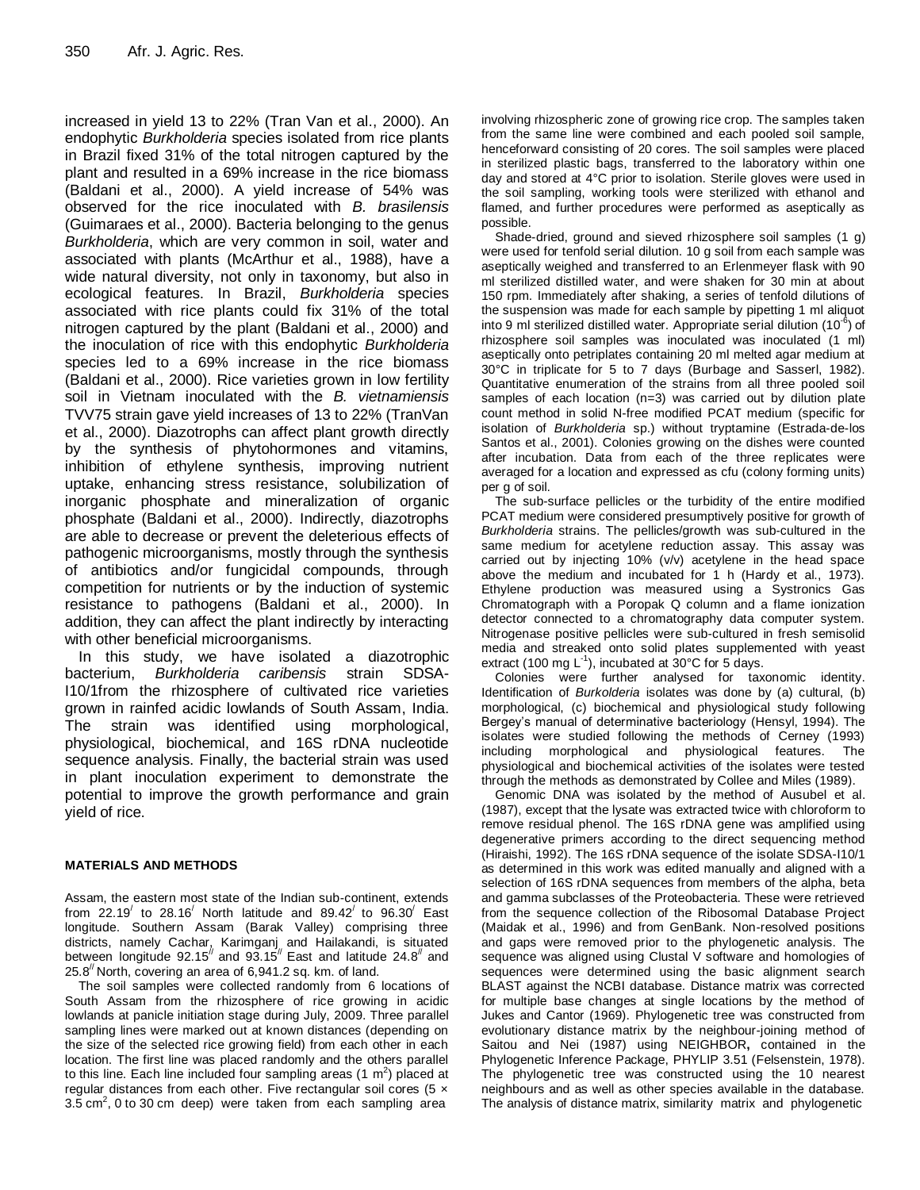increased in yield 13 to 22% (Tran Van et al., 2000). An endophytic *Burkholderia* species isolated from rice plants in Brazil fixed 31% of the total nitrogen captured by the plant and resulted in a 69% increase in the rice biomass (Baldani et al., 2000). A yield increase of 54% was observed for the rice inoculated with *B. brasilensis* (Guimaraes et al., 2000). Bacteria belonging to the genus *Burkholderia*, which are very common in soil, water and associated with plants (McArthur et al., 1988), have a wide natural diversity, not only in taxonomy, but also in ecological features. In Brazil, *Burkholderia* species associated with rice plants could fix 31% of the total nitrogen captured by the plant (Baldani et al., 2000) and the inoculation of rice with this endophytic *Burkholderia* species led to a 69% increase in the rice biomass (Baldani et al., 2000). Rice varieties grown in low fertility soil in Vietnam inoculated with the *B. vietnamiensis* TVV75 strain gave yield increases of 13 to 22% (TranVan et al., 2000). Diazotrophs can affect plant growth directly by the synthesis of phytohormones and vitamins, inhibition of ethylene synthesis, improving nutrient uptake, enhancing stress resistance, solubilization of inorganic phosphate and mineralization of organic phosphate (Baldani et al., 2000). Indirectly, diazotrophs are able to decrease or prevent the deleterious effects of pathogenic microorganisms, mostly through the synthesis of antibiotics and/or fungicidal compounds, through competition for nutrients or by the induction of systemic resistance to pathogens (Baldani et al., 2000). In addition, they can affect the plant indirectly by interacting with other beneficial microorganisms.

In this study, we have isolated a diazotrophic bacterium, *Burkholderia caribensis* strain SDSA-I10/1from the rhizosphere of cultivated rice varieties grown in rainfed acidic lowlands of South Assam, India. The strain was identified using morphological, physiological, biochemical, and 16S rDNA nucleotide sequence analysis. Finally, the bacterial strain was used in plant inoculation experiment to demonstrate the potential to improve the growth performance and grain yield of rice.

## MATERIALS AND METHODS

Assam, the eastern most state of the Indian sub-continent, extends from 22.19′ to 28.16′ North latitude and 89.42′ to 96.30′ East longitude. Southern Assam (Barak Valley) comprising three districts, namely Cachar, Karimganj and Hailakandi, is situated between longitude 92.15″ and 93.15″ East and latitude 24.8″ and 25.8″ North, covering an area of 6,941.2 sq. km. of land.

The soil samples were collected randomly from 6 locations of South Assam from the rhizosphere of rice growing in acidic lowlands at panicle initiation stage during July, 2009. Three parallel sampling lines were marked out at known distances (depending on the size of the selected rice growing field) from each other in each location. The first line was placed randomly and the others parallel to this line. Each line included four sampling areas (1 $m^2$) placed at regular distances from each other. Five rectangular soil cores (5 × 3.5 $cm^2$, 0 to 30 cm deep) were taken from each sampling area involving rhizospheric zone of growing rice crop. The samples taken from the same line were combined and each pooled soil sample, henceforward consisting of 20 cores. The soil samples were placed in sterilized plastic bags, transferred to the laboratory within one day and stored at 4°C prior to isolation. Sterile gloves were used in the soil sampling, working tools were sterilized with ethanol and flamed, and further procedures were performed as aseptically as possible.

Shade-dried, ground and sieved rhizosphere soil samples (1 g) were used for tenfold serial dilution. 10 g soil from each sample was aseptically weighed and transferred to an Erlenmeyer flask with 90 ml sterilized distilled water, and were shaken for 30 min at about 150 rpm. Immediately after shaking, a series of tenfold dilutions of the suspension was made for each sample by pipetting 1 ml aliquot into 9 ml sterilized distilled water. Appropriate serial dilution ($10^{-6}$) of rhizosphere soil samples was inoculated was inoculated (1 ml) aseptically onto petriplates containing 20 ml melted agar medium at 30°C in triplicate for 5 to 7 days (Burbage and Sasserl, 1982). Quantitative enumeration of the strains from all three pooled soil samples of each location (n=3) was carried out by dilution plate count method in solid N-free modified PCAT medium (specific for isolation of *Burkholderia* sp.) without tryptamine (Estrada-de-los Santos et al., 2001). Colonies growing on the dishes were counted after incubation. Data from each of the three replicates were averaged for a location and expressed as cfu (colony forming units) per g of soil.

The sub-surface pellicles or the turbidity of the entire modified PCAT medium were considered presumptively positive for growth of *Burkholderia* strains. The pellicles/growth was sub-cultured in the same medium for acetylene reduction assay. This assay was carried out by injecting 10% (v/v) acetylene in the head space above the medium and incubated for 1 h (Hardy et al., 1973). Ethylene production was measured using a Systronics Gas Chromatograph with a Poropak Q column and a flame ionization detector connected to a chromatography data computer system. Nitrogenase positive pellicles were sub-cultured in fresh semisolid media and streaked onto solid plates supplemented with yeast extract (100 mg $L^{-1}$), incubated at 30°C for 5 days.

Colonies were further analysed for taxonomic identity. Identification of *Burkolderia* isolates was done by (a) cultural, (b) morphological, (c) biochemical and physiological study following Bergey's manual of determinative bacteriology (Hensyl, 1994). The isolates were studied following the methods of Cerney (1993) including morphological and physiological features. The physiological and biochemical activities of the isolates were tested through the methods as demonstrated by Collee and Miles (1989).

Genomic DNA was isolated by the method of Ausubel et al. (1987), except that the lysate was extracted twice with chloroform to remove residual phenol. The 16S rDNA gene was amplified using degenerative primers according to the direct sequencing method (Hiraishi, 1992). The 16S rDNA sequence of the isolate SDSA-I10/1 as determined in this work was edited manually and aligned with a selection of 16S rDNA sequences from members of the alpha, beta and gamma subclasses of the Proteobacteria. These were retrieved from the sequence collection of the Ribosomal Database Project (Maidak et al., 1996) and from GenBank. Non-resolved positions and gaps were removed prior to the phylogenetic analysis. The sequence was aligned using Clustal V software and homologies of sequences were determined using the basic alignment search BLAST against the NCBI database. Distance matrix was corrected for multiple base changes at single locations by the method of Jukes and Cantor (1969). Phylogenetic tree was constructed from evolutionary distance matrix by the neighbour-joining method of Saitou and Nei (1987) using NEIGHBOR**,** contained in the Phylogenetic Inference Package, PHYLIP 3.51 (Felsenstein, 1978). The phylogenetic tree was constructed using the 10 nearest neighbours and as well as other species available in the database. The analysis of distance matrix, similarity matrix and phylogenetic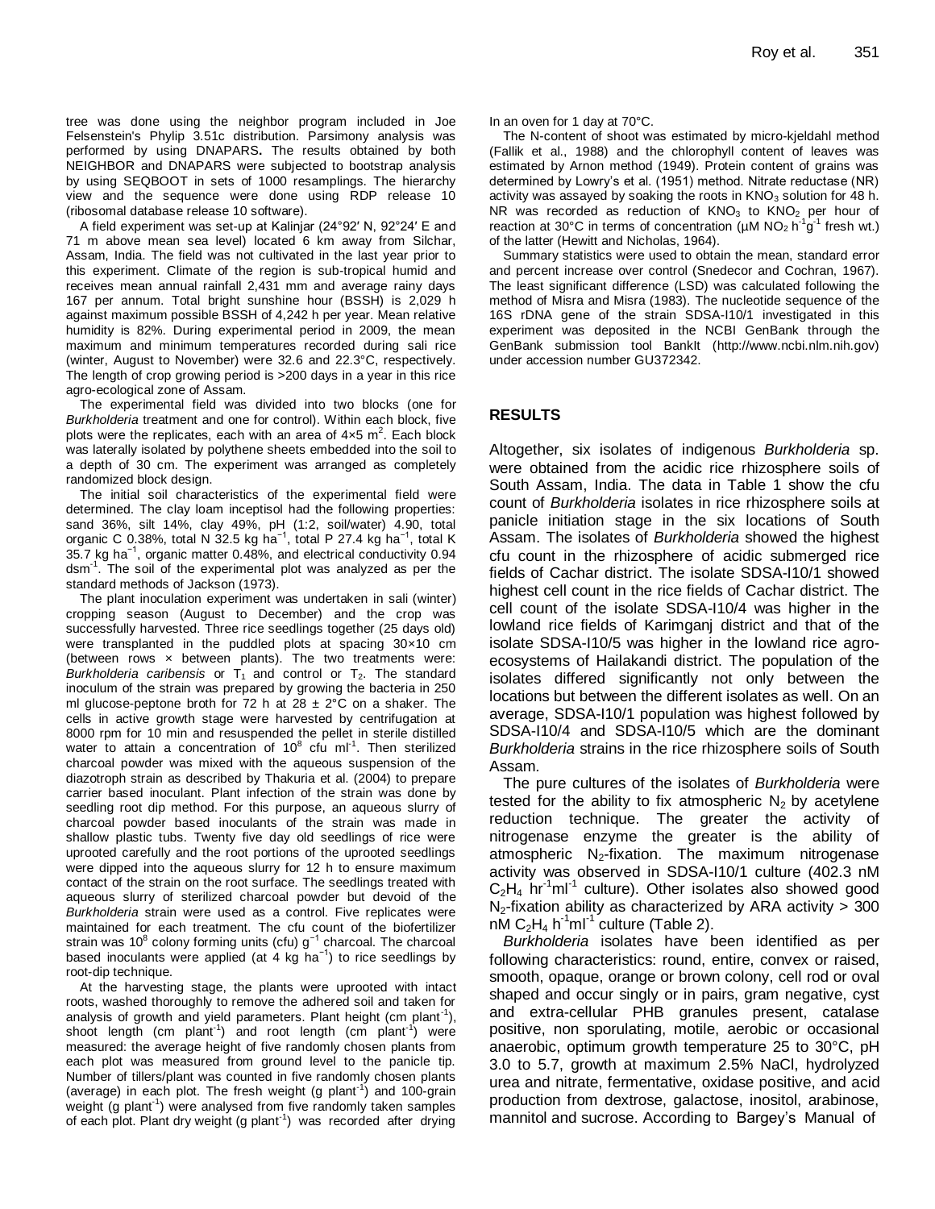tree was done using the neighbor program included in Joe Felsenstein's Phylip 3.51c distribution. Parsimony analysis was performed by using DNAPARS. The results obtained by both NEIGHBOR and DNAPARS were subjected to bootstrap analysis by using SEQBOOT in sets of 1000 resamplings. The hierarchy view and the sequence were done using RDP release 10 (ribosomal database release 10 software).

A field experiment was set-up at Kalinjar (24°92′ N, 92°24′ E and 71 m above mean sea level) located 6 km away from Silchar, Assam, India. The field was not cultivated in the last year prior to this experiment. Climate of the region is sub-tropical humid and receives mean annual rainfall 2,431 mm and average rainy days 167 per annum. Total bright sunshine hour (BSSH) is 2,029 h against maximum possible BSSH of 4,242 h per year. Mean relative humidity is 82%. During experimental period in 2009, the mean maximum and minimum temperatures recorded during sali rice (winter, August to November) were 32.6 and 22.3°C, respectively. The length of crop growing period is >200 days in a year in this rice agro-ecological zone of Assam.

The experimental field was divided into two blocks (one for *Burkholderia* treatment and one for control). Within each block, five plots were the replicates, each with an area of 4×5 $m^2$. Each block was laterally isolated by polythene sheets embedded into the soil to a depth of 30 cm. The experiment was arranged as completely randomized block design.

The initial soil characteristics of the experimental field were determined. The clay loam inceptisol had the following properties: sand 36%, silt 14%, clay 49%, pH (1:2, soil/water) 4.90, total organic C 0.38%, total N 32.5 kg $ha^{-1}$, total P 27.4 kg $ha^{-1}$, total K 35.7 kg $ha^{-1}$, organic matter 0.48%, and electrical conductivity 0.94 $dsm^{-1}$. The soil of the experimental plot was analyzed as per the standard methods of Jackson (1973).

The plant inoculation experiment was undertaken in sali (winter) cropping season (August to December) and the crop was successfully harvested. Three rice seedlings together (25 days old) were transplanted in the puddled plots at spacing 30×10 cm (between rows × between plants). The two treatments were: *Burkholderia caribensis* or $T_1$ and control or $T_2$. The standard inoculum of the strain was prepared by growing the bacteria in 250 ml glucose-peptone broth for 72 h at 28 ± 2°C on a shaker. The cells in active growth stage were harvested by centrifugation at 8000 rpm for 10 min and resuspended the pellet in sterile distilled water to attain a concentration of $10^8$ cfu $ml^{-1}$. Then sterilized charcoal powder was mixed with the aqueous suspension of the diazotroph strain as described by Thakuria et al. (2004) to prepare carrier based inoculant. Plant infection of the strain was done by seedling root dip method. For this purpose, an aqueous slurry of charcoal powder based inoculants of the strain was made in shallow plastic tubs. Twenty five day old seedlings of rice were uprooted carefully and the root portions of the uprooted seedlings were dipped into the aqueous slurry for 12 h to ensure maximum contact of the strain on the root surface. The seedlings treated with aqueous slurry of sterilized charcoal powder but devoid of the *Burkholderia* strain were used as a control. Five replicates were maintained for each treatment. The cfu count of the biofertilizer strain was $10^8$ colony forming units (cfu) $g^{-1}$ charcoal. The charcoal based inoculants were applied (at 4 kg $ha^{-1}$) to rice seedlings by root-dip technique.

At the harvesting stage, the plants were uprooted with intact roots, washed thoroughly to remove the adhered soil and taken for analysis of growth and yield parameters. Plant height (cm $plant^{-1}$), shoot length (cm $plant^{-1}$) and root length (cm $plant^{-1}$) were measured: the average height of five randomly chosen plants from each plot was measured from ground level to the panicle tip. Number of tillers/plant was counted in five randomly chosen plants (average) in each plot. The fresh weight (g $plant^{-1}$) and 100-grain weight (g $plant^{-1}$) were analysed from five randomly taken samples of each plot. Plant dry weight (g $plant^{-1}$) was recorded after drying In an oven for 1 day at 70°C.

The N-content of shoot was estimated by micro-kjeldahl method (Fallik et al., 1988) and the chlorophyll content of leaves was estimated by Arnon method (1949). Protein content of grains was determined by Lowry's et al. (1951) method. Nitrate reductase (NR) activity was assayed by soaking the roots in $KNO_3$ solution for 48 h. NR was recorded as reduction of $KNO_3$ to $KNO_2$ per hour of reaction at 30°C in terms of concentration (μM $NO_2$ $h^{-1}g^{-1}$ fresh wt.) of the latter (Hewitt and Nicholas, 1964).

Summary statistics were used to obtain the mean, standard error and percent increase over control (Snedecor and Cochran, 1967). The least significant difference (LSD) was calculated following the method of Misra and Misra (1983). The nucleotide sequence of the 16S rDNA gene of the strain SDSA-I10/1 investigated in this experiment was deposited in the NCBI GenBank through the GenBank submission tool BankIt (http://www.ncbi.nlm.nih.gov) under accession number GU372342.

## RESULTS

Altogether, six isolates of indigenous *Burkholderia* sp. were obtained from the acidic rice rhizosphere soils of South Assam, India. The data in Table 1 show the cfu count of *Burkholderia* isolates in rice rhizosphere soils at panicle initiation stage in the six locations of South Assam. The isolates of *Burkholderia* showed the highest cfu count in the rhizosphere of acidic submerged rice fields of Cachar district. The isolate SDSA-I10/1 showed highest cell count in the rice fields of Cachar district. The cell count of the isolate SDSA-I10/4 was higher in the lowland rice fields of Karimganj district and that of the isolate SDSA-I10/5 was higher in the lowland rice agro-ecosystems of Hailakandi district. The population of the isolates differed significantly not only between the locations but between the different isolates as well. On an average, SDSA-I10/1 population was highest followed by SDSA-I10/4 and SDSA-I10/5 which are the dominant *Burkholderia* strains in the rice rhizosphere soils of South Assam.

The pure cultures of the isolates of *Burkholderia* were tested for the ability to fix atmospheric $N_2$ by acetylene reduction technique. The greater the activity of nitrogenase enzyme the greater is the ability of atmospheric $N_2$-fixation. The maximum nitrogenase activity was observed in SDSA-I10/1 culture (402.3 nM $C_2H_4$ $hr^{-1}ml^{-1}$ culture). Other isolates also showed good $N_2$-fixation ability as characterized by ARA activity > 300 nM $C_2H_4$ $h^{-1}ml^{-1}$ culture (Table 2).

*Burkholderia* isolates have been identified as per following characteristics: round, entire, convex or raised, smooth, opaque, orange or brown colony, cell rod or oval shaped and occur singly or in pairs, gram negative, cyst and extra-cellular PHB granules present, catalase positive, non sporulating, motile, aerobic or occasional anaerobic, optimum growth temperature 25 to 30°C, pH 3.0 to 5.7, growth at maximum 2.5% NaCl, hydrolyzed urea and nitrate, fermentative, oxidase positive, and acid production from dextrose, galactose, inositol, arabinose, mannitol and sucrose. According to Bargey's Manual of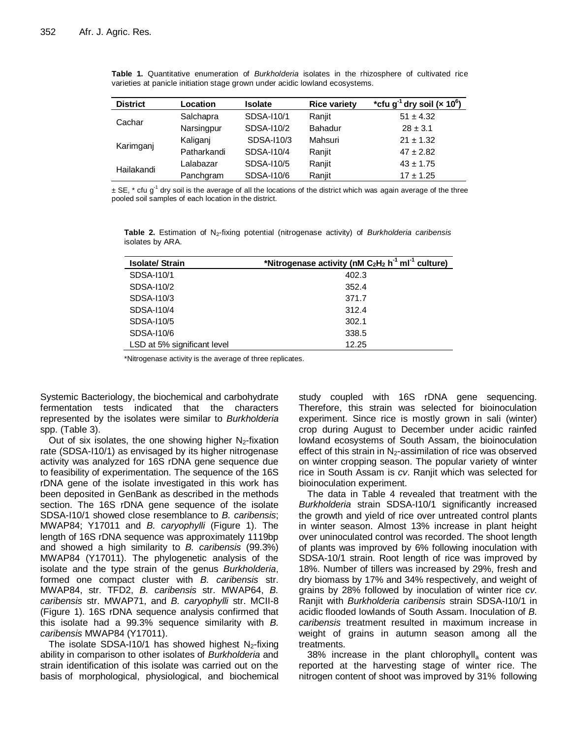**Table 1.** Quantitative enumeration of *Burkholderia* isolates in the rhizosphere of cultivated rice varieties at panicle initiation stage grown under acidic lowland ecosystems.

| District | Location | Isolate | Rice variety | *cfu $g^{-1}$ dry soil (× $10^6$) |
|---|---|---|---|---|
| Cachar | Salchapra | SDSA-I10/1 | Ranjit | 51 ± 4.32 |
| | Narsingpur | SDSA-I10/2 | Bahadur | 28 ± 3.1 |
| Karimganj | Kaliganj | SDSA-I10/3 | Mahsuri | 21 ± 1.32 |
| | Patharkandi | SDSA-I10/4 | Ranjit | 47 ± 2.82 |
| Hailakandi | Lalabazar | SDSA-I10/5 | Ranjit | 43 ± 1.75 |
| | Panchgram | SDSA-I10/6 | Ranjit | 17 ± 1.25 |

± SE, * cfu $g^{-1}$ dry soil is the average of all the locations of the district which was again average of the three pooled soil samples of each location in the district.

**Table 2.** Estimation of $N_2$-fixing potential (nitrogenase activity) of *Burkholderia caribensis* isolates by ARA.

| Isolate/ Strain | *Nitrogenase activity (nM $C_2H_2$ $h^{-1}$ $ml^{-1}$ culture) |
|---|---|
| SDSA-I10/1 | 402.3 |
| SDSA-I10/2 | 352.4 |
| SDSA-I10/3 | 371.7 |
| SDSA-I10/4 | 312.4 |
| SDSA-I10/5 | 302.1 |
| SDSA-I10/6 | 338.5 |
| LSD at 5% significant level | 12.25 |

*Nitrogenase activity is the average of three replicates.

Systemic Bacteriology, the biochemical and carbohydrate fermentation tests indicated that the characters represented by the isolates were similar to *Burkholderia* spp. (Table 3).

Out of six isolates, the one showing higher $N_2$-fixation rate (SDSA-I10/1) as envisaged by its higher nitrogenase activity was analyzed for 16S rDNA gene sequence due to feasibility of experimentation. The sequence of the 16S rDNA gene of the isolate investigated in this work has been deposited in GenBank as described in the methods section. The 16S rDNA gene sequence of the isolate SDSA-I10/1 showed close resemblance to *B. caribensis*; MWAP84; Y17011 and *B. caryophylli* (Figure 1). The length of 16S rDNA sequence was approximately 1119bp and showed a high similarity to *B. caribensis* (99.3%) MWAP84 (Y17011). The phylogenetic analysis of the isolate and the type strain of the genus *Burkholderia*, formed one compact cluster with *B. caribensis* str. MWAP84, str. TFD2, *B. caribensis* str. MWAP64, *B. caribensis* str. MWAP71, and *B. caryophylli* str. MCII-8 (Figure 1). 16S rDNA sequence analysis confirmed that this isolate had a 99.3% sequence similarity with *B. caribensis* MWAP84 (Y17011).

The isolate SDSA-I10/1 has showed highest $N_2$-fixing ability in comparison to other isolates of *Burkholderia* and strain identification of this isolate was carried out on the basis of morphological, physiological, and biochemical study coupled with 16S rDNA gene sequencing. Therefore, this strain was selected for bioinoculation experiment. Since rice is mostly grown in sali (winter) crop during August to December under acidic rainfed lowland ecosystems of South Assam, the bioinoculation effect of this strain in $N_2$-assimilation of rice was observed on winter cropping season. The popular variety of winter rice in South Assam is *cv*. Ranjit which was selected for bioinoculation experiment.

The data in Table 4 revealed that treatment with the *Burkholderia* strain SDSA-I10/1 significantly increased the growth and yield of rice over untreated control plants in winter season. Almost 13% increase in plant height over uninoculated control was recorded. The shoot length of plants was improved by 6% following inoculation with SDSA-10/1 strain. Root length of rice was improved by 18%. Number of tillers was increased by 29%, fresh and dry biomass by 17% and 34% respectively, and weight of grains by 28% followed by inoculation of winter rice *cv.* Ranjit with *Burkholderia caribensis* strain SDSA-I10/1 in acidic flooded lowlands of South Assam. Inoculation of *B. caribensis* treatment resulted in maximum increase in weight of grains in autumn season among all the treatments.

38% increase in the plant chlorophyll$_a$ content was reported at the harvesting stage of winter rice. The nitrogen content of shoot was improved by 31% following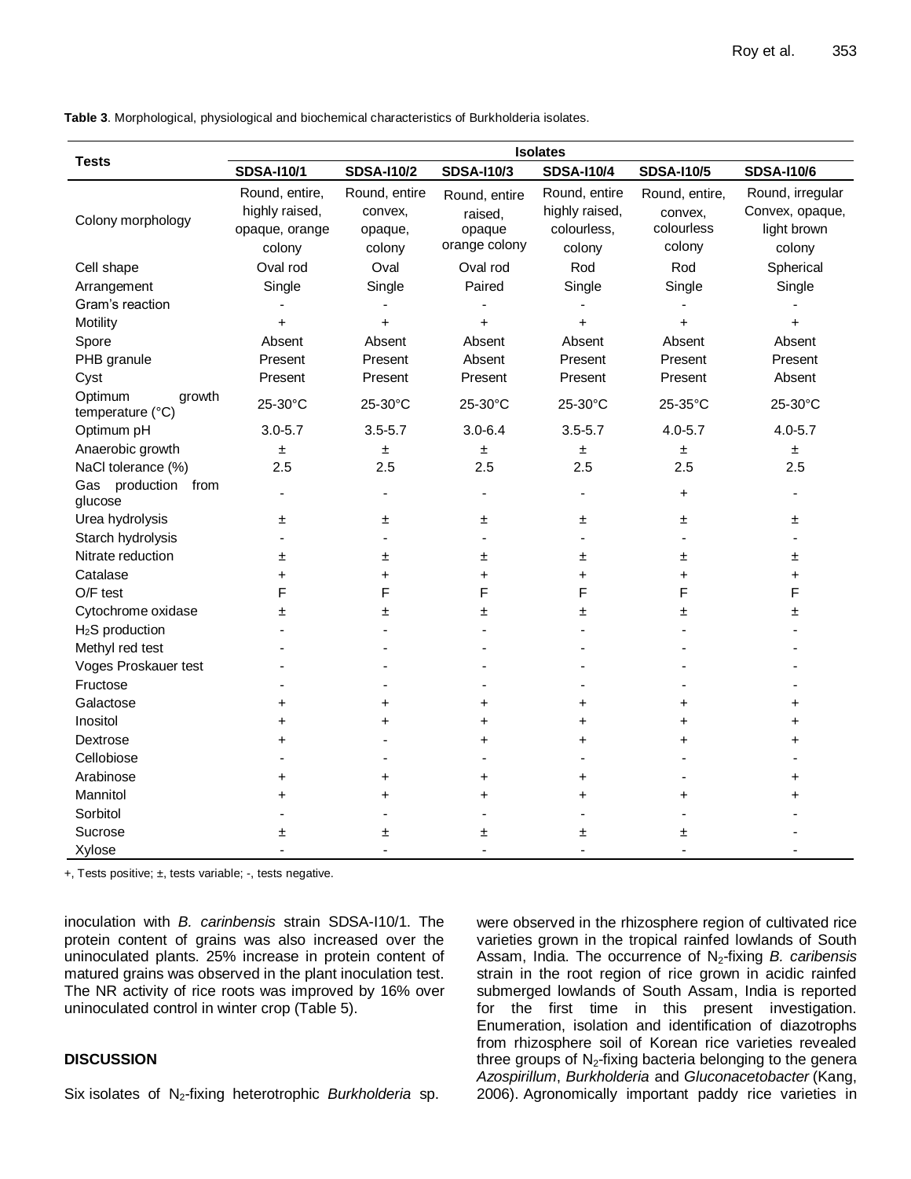**Table 3**. Morphological, physiological and biochemical characteristics of Burkholderia isolates.

| Tests | Isolates | | | | | |
|---|---|---|---|---|---|---|
| | SDSA-I10/1 | SDSA-I10/2 | SDSA-I10/3 | SDSA-I10/4 | SDSA-I10/5 | SDSA-I10/6 |
| Colony morphology | Round, entire, highly raised, opaque, orange colony | Round, entire convex, opaque, colony | Round, entire raised, opaque orange colony | Round, entire highly raised, colourless, colony | Round, entire, convex, colourless colony | Round, irregular Convex, opaque, light brown colony |
| Cell shape | Oval rod | Oval | Oval rod | Rod | Rod | Spherical |
| Arrangement | Single | Single | Paired | Single | Single | Single |
| Gram's reaction | - | - | - | - | - | - |
| Motility | + | + | + | + | + | + |
| Spore | Absent | Absent | Absent | Absent | Absent | Absent |
| PHB granule | Present | Present | Absent | Present | Present | Present |
| Cyst | Present | Present | Present | Present | Present | Absent |
| Optimum growth temperature (°C) | 25-30°C | 25-30°C | 25-30°C | 25-30°C | 25-35°C | 25-30°C |
| Optimum pH | 3.0-5.7 | 3.5-5.7 | 3.0-6.4 | 3.5-5.7 | 4.0-5.7 | 4.0-5.7 |
| Anaerobic growth | ± | ± | ± | ± | ± | ± |
| NaCl tolerance (%) | 2.5 | 2.5 | 2.5 | 2.5 | 2.5 | 2.5 |
| Gas production from glucose | - | - | - | - | + | - |
| Urea hydrolysis | ± | ± | ± | ± | ± | ± |
| Starch hydrolysis | - | - | - | - | - | - |
| Nitrate reduction | ± | ± | ± | ± | ± | ± |
| Catalase | + | + | + | + | + | + |
| O/F test | F | F | F | F | F | F |
| Cytochrome oxidase | ± | ± | ± | ± | ± | ± |
| $H_2S$ production | - | - | - | - | - | - |
| Methyl red test | - | - | - | - | - | - |
| Voges Proskauer test | - | - | - | - | - | - |
| Fructose | - | - | - | - | - | - |
| Galactose | + | + | + | + | + | + |
| Inositol | + | + | + | + | + | + |
| Dextrose | + | - | + | + | + | + |
| Cellobiose | - | - | - | - | - | - |
| Arabinose | + | + | + | + | - | + |
| Mannitol | + | + | + | + | + | + |
| Sorbitol | - | - | - | - | - | - |
| Sucrose | ± | ± | ± | ± | ± | - |
| Xylose | - | - | - | - | - | - |

+, Tests positive; ±, tests variable; -, tests negative.

inoculation with *B. carinbensis* strain SDSA-I10/1. The protein content of grains was also increased over the uninoculated plants. 25% increase in protein content of matured grains was observed in the plant inoculation test. The NR activity of rice roots was improved by 16% over uninoculated control in winter crop (Table 5).

## DISCUSSION

Six isolates of $N_2$-fixing heterotrophic *Burkholderia* sp. were observed in the rhizosphere region of cultivated rice varieties grown in the tropical rainfed lowlands of South Assam, India. The occurrence of $N_2$-fixing *B. caribensis* strain in the root region of rice grown in acidic rainfed submerged lowlands of South Assam, India is reported for the first time in this present investigation. Enumeration, isolation and identification of diazotrophs from rhizosphere soil of Korean rice varieties revealed three groups of $N_2$-fixing bacteria belonging to the genera *Azospirillum*, *Burkholderia* and *Gluconacetobacter* (Kang, 2006). Agronomically important paddy rice varieties in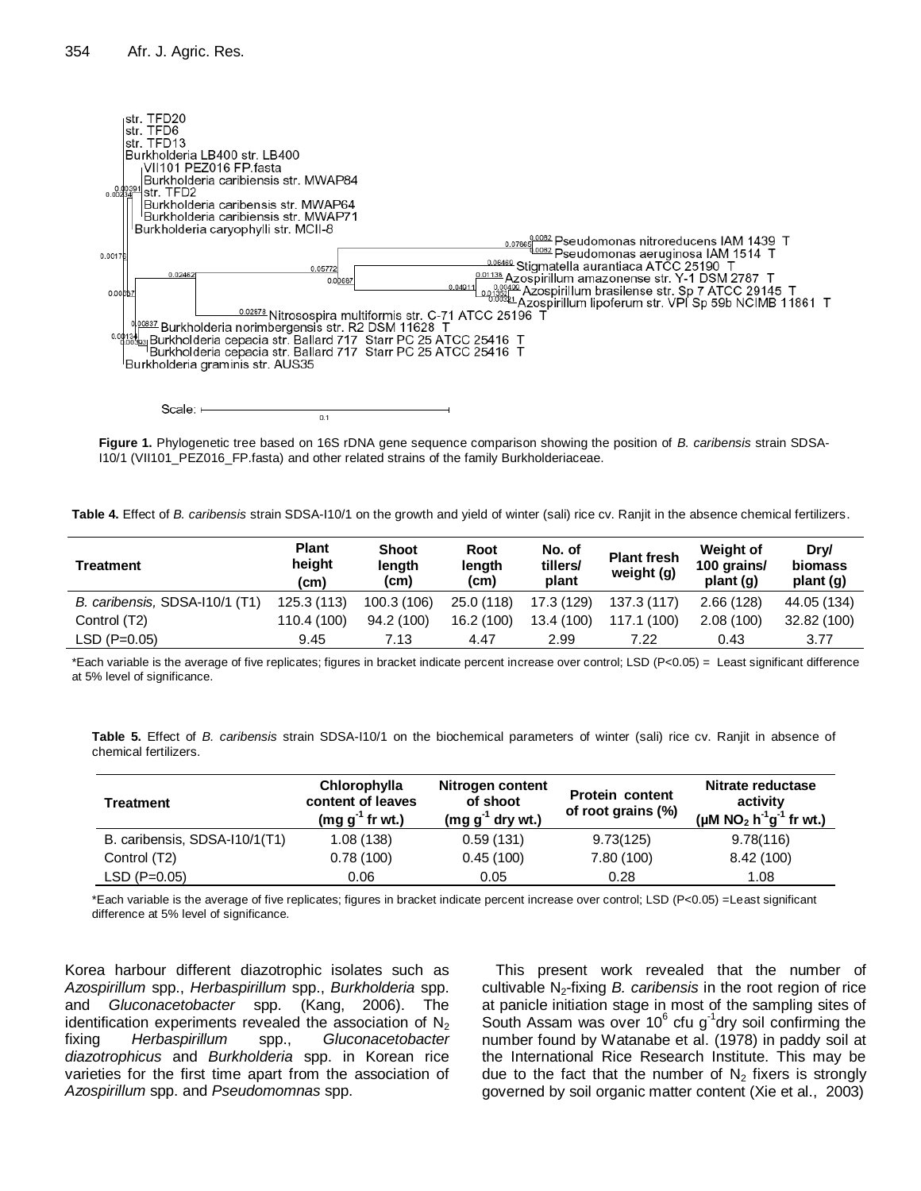Figure 1. Phylogenetic tree based on 16S rDNA gene sequence comparison showing the position of *B. caribensis* strain SDSA-I10/1 (VII101_PEZ016_FP.fasta) and other related strains of the family Burkholderiaceae.

**Table 4.** Effect of *B. caribensis* strain SDSA-I10/1 on the growth and yield of winter (sali) rice cv. Ranjit in the absence chemical fertilizers.

| Treatment | Plant height (cm) | Shoot length (cm) | Root length (cm) | No. of tillers/ plant | Plant fresh weight (g) | Weight of 100 grains/ plant (g) | Dry/ biomass plant (g) |
|---|---|---|---|---|---|---|---|
| *B. caribensis,* SDSA-I10/1 (T1) | 125.3 (113) | 100.3 (106) | 25.0 (118) | 17.3 (129) | 137.3 (117) | 2.66 (128) | 44.05 (134) |
| Control (T2) | 110.4 (100) | 94.2 (100) | 16.2 (100) | 13.4 (100) | 117.1 (100) | 2.08 (100) | 32.82 (100) |
| LSD (P=0.05) | 9.45 | 7.13 | 4.47 | 2.99 | 7.22 | 0.43 | 3.77 |

*Each variable is the average of five replicates; figures in bracket indicate percent increase over control; LSD ($P<0.05$) = Least significant difference at 5% level of significance.

**Table 5.** Effect of *B. caribensis* strain SDSA-I10/1 on the biochemical parameters of winter (sali) rice cv. Ranjit in absence of chemical fertilizers.

| Treatment | Chlorophylla content of leaves (mg $g^{-1}$ fr wt.) | Nitrogen content of shoot (mg $g^{-1}$ dry wt.) | Protein content of root grains (%) | Nitrate reductase activity (µM $NO_2$ $h^{-1}g^{-1}$ fr wt.) |
|---|---|---|---|---|
| B. caribensis, SDSA-I10/1(T1) | 1.08 (138) | 0.59 (131) | 9.73(125) | 9.78(116) |
| Control (T2) | 0.78 (100) | 0.45 (100) | 7.80 (100) | 8.42 (100) |
| LSD (P=0.05) | 0.06 | 0.05 | 0.28 | 1.08 |

*Each variable is the average of five replicates; figures in bracket indicate percent increase over control; LSD ($P<0.05$) =Least significant difference at 5% level of significance.

Korea harbour different diazotrophic isolates such as *Azospirillum* spp., *Herbaspirillum* spp., *Burkholderia* spp. and *Gluconacetobacter* spp. (Kang, 2006). The identification experiments revealed the association of $N_2$ fixing *Herbaspirillum* spp., *Gluconacetobacter diazotrophicus* and *Burkholderia* spp. in Korean rice varieties for the first time apart from the association of *Azospirillum* spp. and *Pseudomomnas* spp.

This present work revealed that the number of cultivable $N_2$-fixing *B. caribensis* in the root region of rice at panicle initiation stage in most of the sampling sites of South Assam was over $10^6$ cfu $g^{-1}$dry soil confirming the number found by Watanabe et al. (1978) in paddy soil at the International Rice Research Institute. This may be due to the fact that the number of $N_2$ fixers is strongly governed by soil organic matter content (Xie et al., 2003)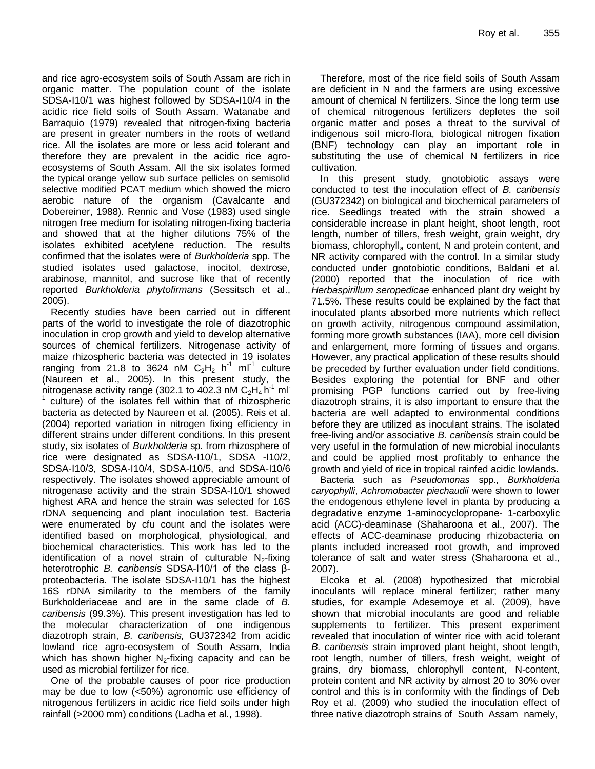and rice agro-ecosystem soils of South Assam are rich in organic matter. The population count of the isolate SDSA-I10/1 was highest followed by SDSA-I10/4 in the acidic rice field soils of South Assam. Watanabe and Barraquio (1979) revealed that nitrogen-fixing bacteria are present in greater numbers in the roots of wetland rice. All the isolates are more or less acid tolerant and therefore they are prevalent in the acidic rice agro-ecosystems of South Assam. All the six isolates formed the typical orange yellow sub surface pellicles on semisolid selective modified PCAT medium which showed the micro aerobic nature of the organism (Cavalcante and Dobereiner, 1988). Rennic and Vose (1983) used single nitrogen free medium for isolating nitrogen-fixing bacteria and showed that at the higher dilutions 75% of the isolates exhibited acetylene reduction. The results confirmed that the isolates were of *Burkholderia* spp. The studied isolates used galactose, inocitol, dextrose, arabinose, mannitol, and sucrose like that of recently reported *Burkholderia phytofirmans* (Sessitsch et al., 2005).

Recently studies have been carried out in different parts of the world to investigate the role of diazotrophic inoculation in crop growth and yield to develop alternative sources of chemical fertilizers. Nitrogenase activity of maize rhizospheric bacteria was detected in 19 isolates ranging from 21.8 to 3624 nM $C_2H_2$ $h^{-1}$ $ml^{-1}$ culture (Naureen et al., 2005). In this present study, the nitrogenase activity range (302.1 to 402.3 nM $C_2H_4$ $h^{-1}$ $ml^{-1}$ culture) of the isolates fell within that of rhizospheric bacteria as detected by Naureen et al. (2005). Reis et al. (2004) reported variation in nitrogen fixing efficiency in different strains under different conditions. In this present study, six isolates of *Burkholderia* sp*.* from rhizosphere of rice were designated as SDSA-I10/1, SDSA -I10/2, SDSA-I10/3, SDSA-I10/4, SDSA-I10/5, and SDSA-I10/6 respectively. The isolates showed appreciable amount of nitrogenase activity and the strain SDSA-I10/1 showed highest ARA and hence the strain was selected for 16S rDNA sequencing and plant inoculation test. Bacteria were enumerated by cfu count and the isolates were identified based on morphological, physiological, and biochemical characteristics. This work has led to the identification of a novel strain of culturable $N_2$-fixing heterotrophic *B. caribensis* SDSA-I10/1 of the class β-proteobacteria. The isolate SDSA-I10/1 has the highest 16S rDNA similarity to the members of the family Burkholderiaceae and are in the same clade of *B. caribensis* (99.3%). This present investigation has led to the molecular characterization of one indigenous diazotroph strain, *B. caribensis,* GU372342 from acidic lowland rice agro-ecosystem of South Assam, India which has shown higher $N_2$-fixing capacity and can be used as microbial fertilizer for rice.

One of the probable causes of poor rice production may be due to low (<50%) agronomic use efficiency of nitrogenous fertilizers in acidic rice field soils under high rainfall (>2000 mm) conditions (Ladha et al., 1998).

Therefore, most of the rice field soils of South Assam are deficient in N and the farmers are using excessive amount of chemical N fertilizers. Since the long term use of chemical nitrogenous fertilizers depletes the soil organic matter and poses a threat to the survival of indigenous soil micro-flora, biological nitrogen fixation (BNF) technology can play an important role in substituting the use of chemical N fertilizers in rice cultivation.

In this present study, gnotobiotic assays were conducted to test the inoculation effect of *B. caribensis* (GU372342) on biological and biochemical parameters of rice. Seedlings treated with the strain showed a considerable increase in plant height, shoot length, root length, number of tillers, fresh weight, grain weight, dry biomass, $chlorophyll_a$ content, N and protein content, and NR activity compared with the control. In a similar study conducted under gnotobiotic conditions, Baldani et al. (2000) reported that the inoculation of rice with *Herbaspirillum seropedicae* enhanced plant dry weight by 71.5%. These results could be explained by the fact that inoculated plants absorbed more nutrients which reflect on growth activity, nitrogenous compound assimilation, forming more growth substances (IAA), more cell division and enlargement, more forming of tissues and organs. However, any practical application of these results should be preceded by further evaluation under field conditions. Besides exploring the potential for BNF and other promising PGP functions carried out by free-living diazotroph strains, it is also important to ensure that the bacteria are well adapted to environmental conditions before they are utilized as inoculant strains. The isolated free-living and/or associative *B. caribensis* strain could be very useful in the formulation of new microbial inoculants and could be applied most profitably to enhance the growth and yield of rice in tropical rainfed acidic lowlands.

Bacteria such as *Pseudomonas* spp., *Burkholderia caryophylli*, *Achromobacter piechaudii* were shown to lower the endogenous ethylene level in planta by producing a degradative enzyme 1-aminocyclopropane- 1-carboxylic acid (ACC)-deaminase (Shaharoona et al., 2007). The effects of ACC-deaminase producing rhizobacteria on plants included increased root growth, and improved tolerance of salt and water stress (Shaharoona et al., 2007).

Elcoka et al. (2008) hypothesized that microbial inoculants will replace mineral fertilizer; rather many studies, for example Adesemoye et al. (2009), have shown that microbial inoculants are good and reliable supplements to fertilizer. This present experiment revealed that inoculation of winter rice with acid tolerant *B. caribensis* strain improved plant height, shoot length, root length, number of tillers, fresh weight, weight of grains, dry biomass, chlorophyll content, N-content, protein content and NR activity by almost 20 to 30% over control and this is in conformity with the findings of Deb Roy et al. (2009) who studied the inoculation effect of three native diazotroph strains of South Assam namely,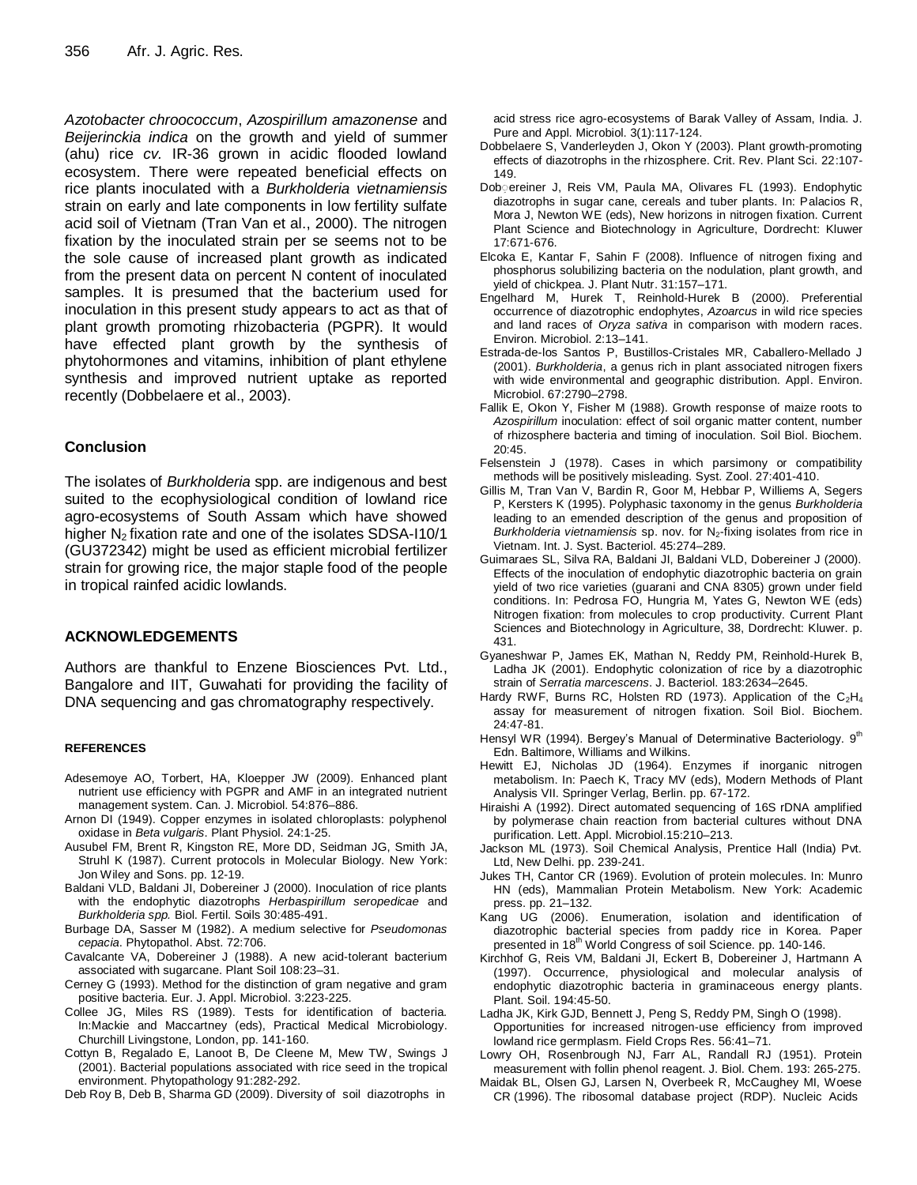*Azotobacter chroococcum*, *Azospirillum amazonense* and *Beijerinckia indica* on the growth and yield of summer (ahu) rice *cv.* IR-36 grown in acidic flooded lowland ecosystem. There were repeated beneficial effects on rice plants inoculated with a *Burkholderia vietnamiensis* strain on early and late components in low fertility sulfate acid soil of Vietnam (Tran Van et al., 2000). The nitrogen fixation by the inoculated strain per se seems not to be the sole cause of increased plant growth as indicated from the present data on percent N content of inoculated samples. It is presumed that the bacterium used for inoculation in this present study appears to act as that of plant growth promoting rhizobacteria (PGPR). It would have effected plant growth by the synthesis of phytohormones and vitamins, inhibition of plant ethylene synthesis and improved nutrient uptake as reported recently (Dobbelaere et al., 2003).

## Conclusion

The isolates of *Burkholderia* spp. are indigenous and best suited to the ecophysiological condition of lowland rice agro-ecosystems of South Assam which have showed higher $N_2$ fixation rate and one of the isolates SDSA-I10/1 (GU372342) might be used as efficient microbial fertilizer strain for growing rice, the major staple food of the people in tropical rainfed acidic lowlands.

## ACKNOWLEDGEMENTS

Authors are thankful to Enzene Biosciences Pvt. Ltd., Bangalore and IIT, Guwahati for providing the facility of DNA sequencing and gas chromatography respectively.

## REFERENCES

Adesemoye AO, Torbert, HA, Kloepper JW (2009). Enhanced plant nutrient use efficiency with PGPR and AMF in an integrated nutrient management system. Can. J. Microbiol. 54:876–886.

Arnon DI (1949). Copper enzymes in isolated chloroplasts: polyphenol oxidase in *Beta vulgaris*. Plant Physiol. 24:1-25.

Ausubel FM, Brent R, Kingston RE, More DD, Seidman JG, Smith JA, Struhl K (1987). Current protocols in Molecular Biology. New York: Jon Wiley and Sons. pp. 12-19.

Baldani VLD, Baldani JI, Dobereiner J (2000). Inoculation of rice plants with the endophytic diazotrophs *Herbaspirillum seropedicae* and *Burkholderia spp.* Biol. Fertil. Soils 30:485-491.

Burbage DA, Sasser M (1982). A medium selective for *Pseudomonas cepacia*. Phytopathol. Abst. 72:706.

Cavalcante VA, Dobereiner J (1988). A new acid-tolerant bacterium associated with sugarcane. Plant Soil 108:23–31.

Cerney G (1993). Method for the distinction of gram negative and gram positive bacteria. Eur. J. Appl. Microbiol. 3:223-225.

Collee JG, Miles RS (1989). Tests for identification of bacteria. In:Mackie and Maccartney (eds), Practical Medical Microbiology. Churchill Livingstone, London, pp. 141-160.

Cottyn B, Regalado E, Lanoot B, De Cleene M, Mew TW, Swings J (2001). Bacterial populations associated with rice seed in the tropical environment. Phytopathology 91:282-292.

Deb Roy B, Deb B, Sharma GD (2009). Diversity of soil diazotrophs in acid stress rice agro-ecosystems of Barak Valley of Assam, India. J. Pure and Appl. Microbiol. 3(1):117-124.

Dobbelaere S, Vanderleyden J, Okon Y (2003). Plant growth-promoting effects of diazotrophs in the rhizosphere. Crit. Rev. Plant Sci. 22:107-149.

Dobereiner J, Reis VM, Paula MA, Olivares FL (1993). Endophytic diazotrophs in sugar cane, cereals and tuber plants. In: Palacios R, Mora J, Newton WE (eds), New horizons in nitrogen fixation. Current Plant Science and Biotechnology in Agriculture, Dordrecht: Kluwer 17:671-676.

Elcoka E, Kantar F, Sahin F (2008). Influence of nitrogen fixing and phosphorus solubilizing bacteria on the nodulation, plant growth, and yield of chickpea. J. Plant Nutr. 31:157–171.

Engelhard M, Hurek T, Reinhold-Hurek B (2000). Preferential occurrence of diazotrophic endophytes, *Azoarcus* in wild rice species and land races of *Oryza sativa* in comparison with modern races. Environ. Microbiol. 2:13–141.

Estrada-de-los Santos P, Bustillos-Cristales MR, Caballero-Mellado J (2001). *Burkholderia*, a genus rich in plant associated nitrogen fixers with wide environmental and geographic distribution. Appl. Environ. Microbiol. 67:2790–2798.

Fallik E, Okon Y, Fisher M (1988). Growth response of maize roots to *Azospirillum* inoculation: effect of soil organic matter content, number of rhizosphere bacteria and timing of inoculation. Soil Biol. Biochem. 20:45.

Felsenstein J (1978). Cases in which parsimony or compatibility methods will be positively misleading. Syst. Zool. 27:401-410.

Gillis M, Tran Van V, Bardin R, Goor M, Hebbar P, Williems A, Segers P, Kersters K (1995). Polyphasic taxonomy in the genus *Burkholderia* leading to an emended description of the genus and proposition of *Burkholderia vietnamiensis* sp. nov. for $N_2$-fixing isolates from rice in Vietnam. Int. J. Syst. Bacteriol. 45:274–289.

Guimaraes SL, Silva RA, Baldani JI, Baldani VLD, Dobereiner J (2000). Effects of the inoculation of endophytic diazotrophic bacteria on grain yield of two rice varieties (guarani and CNA 8305) grown under field conditions. In: Pedrosa FO, Hungria M, Yates G, Newton WE (eds) Nitrogen fixation: from molecules to crop productivity. Current Plant Sciences and Biotechnology in Agriculture, 38, Dordrecht: Kluwer. p. 431.

Gyaneshwar P, James EK, Mathan N, Reddy PM, Reinhold-Hurek B, Ladha JK (2001). Endophytic colonization of rice by a diazotrophic strain of *Serratia marcescens*. J. Bacteriol. 183:2634–2645.

Hardy RWF, Burns RC, Holsten RD (1973). Application of the $C_2H_4$ assay for measurement of nitrogen fixation. Soil Biol. Biochem. 24:47-81.

Hensyl WR (1994). Bergey's Manual of Determinative Bacteriology. 9th Edn. Baltimore, Williams and Wilkins.

Hewitt EJ, Nicholas JD (1964). Enzymes if inorganic nitrogen metabolism. In: Paech K, Tracy MV (eds), Modern Methods of Plant Analysis VII. Springer Verlag, Berlin. pp. 67-172.

Hiraishi A (1992). Direct automated sequencing of 16S rDNA amplified by polymerase chain reaction from bacterial cultures without DNA purification. Lett. Appl. Microbiol.15:210–213.

Jackson ML (1973). Soil Chemical Analysis, Prentice Hall (India) Pvt. Ltd, New Delhi. pp. 239-241.

Jukes TH, Cantor CR (1969). Evolution of protein molecules. In: Munro HN (eds), Mammalian Protein Metabolism. New York: Academic press. pp. 21–132.

Kang UG (2006). Enumeration, isolation and identification of diazotrophic bacterial species from paddy rice in Korea. Paper presented in 18th World Congress of soil Science. pp. 140-146.

Kirchhof G, Reis VM, Baldani JI, Eckert B, Dobereiner J, Hartmann A (1997). Occurrence, physiological and molecular analysis of endophytic diazotrophic bacteria in graminaceous energy plants. Plant. Soil. 194:45-50.

Ladha JK, Kirk GJD, Bennett J, Peng S, Reddy PM, Singh O (1998). Opportunities for increased nitrogen-use efficiency from improved lowland rice germplasm. Field Crops Res. 56:41–71.

Lowry OH, Rosenbrough NJ, Farr AL, Randall RJ (1951). Protein measurement with follin phenol reagent. J. Biol. Chem. 193: 265-275.

Maidak BL, Olsen GJ, Larsen N, Overbeek R, McCaughey MI, Woese CR (1996). The ribosomal database project (RDP). Nucleic Acids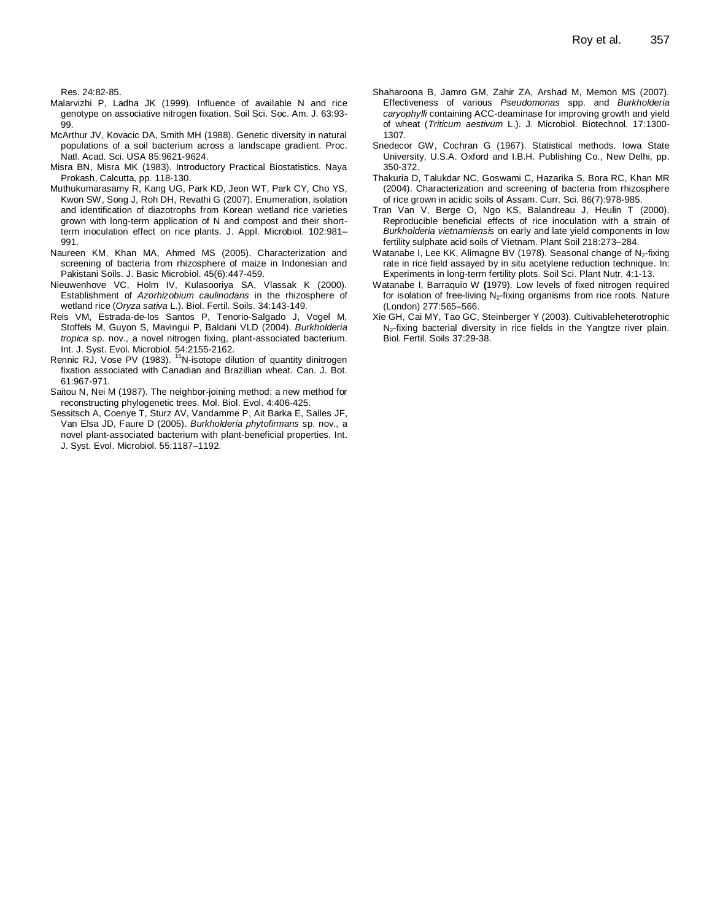Res. 24:82-85.

Malarvizhi P, Ladha JK (1999). Influence of available N and rice genotype on associative nitrogen fixation. Soil Sci. Soc. Am. J. 63:93-99.

McArthur JV, Kovacic DA, Smith MH (1988). Genetic diversity in natural populations of a soil bacterium across a landscape gradient. Proc. Natl. Acad. Sci. USA 85:9621-9624.

Misra BN, Misra MK (1983). Introductory Practical Biostatistics. Naya Prokash, Calcutta, pp. 118-130.

Muthukumarasamy R, Kang UG, Park KD, Jeon WT, Park CY, Cho YS, Kwon SW, Song J, Roh DH, Revathi G (2007). Enumeration, isolation and identification of diazotrophs from Korean wetland rice varieties grown with long-term application of N and compost and their short-term inoculation effect on rice plants. J. Appl. Microbiol. 102:981–991.

Naureen KM, Khan MA, Ahmed MS (2005). Characterization and screening of bacteria from rhizosphere of maize in Indonesian and Pakistani Soils. J. Basic Microbiol. 45(6):447-459.

Nieuwenhove VC, Holm IV, Kulasooriya SA, Vlassak K (2000). Establishment of *Azorhizobium caulinodans* in the rhizosphere of wetland rice (*Oryza sativa* L.). Biol. Fertil. Soils. 34:143-149.

Reis VM, Estrada-de-los Santos P, Tenorio-Salgado J, Vogel M, Stoffels M, Guyon S, Mavingui P, Baldani VLD (2004). *Burkholderia tropica* sp. nov., a novel nitrogen fixing, plant-associated bacterium. Int. J. Syst. Evol. Microbiol. 54:2155-2162.

Rennic RJ, Vose PV (1983). $^{15}$N-isotope dilution of quantity dinitrogen fixation associated with Canadian and Brazillian wheat. Can. J. Bot. 61:967-971.

Saitou N, Nei M (1987). The neighbor-joining method: a new method for reconstructing phylogenetic trees. Mol. Biol. Evol. 4:406-425.

Sessitsch A, Coenye T, Sturz AV, Vandamme P, Ait Barka E, Salles JF, Van Elsa JD, Faure D (2005). *Burkholderia phytofirmans* sp. nov., a novel plant-associated bacterium with plant-beneficial properties. Int. J. Syst. Evol. Microbiol. 55:1187–1192.

Shaharoona B, Jamro GM, Zahir ZA, Arshad M, Memon MS (2007). Effectiveness of various *Pseudomonas* spp. and *Burkholderia caryophylli* containing ACC-deaminase for improving growth and yield of wheat (*Triticum aestivum* L.). J. Microbiol. Biotechnol. 17:1300-1307.

Snedecor GW, Cochran G (1967). Statistical methods. Iowa State University, U.S.A. Oxford and I.B.H. Publishing Co., New Delhi, pp. 350-372.

Thakuria D, Talukdar NC, Goswami C, Hazarika S, Bora RC, Khan MR (2004). Characterization and screening of bacteria from rhizosphere of rice grown in acidic soils of Assam. Curr. Sci. 86(7):978-985.

Tran Van V, Berge O, Ngo KS, Balandreau J, Heulin T (2000). Reproducible beneficial effects of rice inoculation with a strain of *Burkholderia vietnamiensis* on early and late yield components in low fertility sulphate acid soils of Vietnam. Plant Soil 218:273–284.

Watanabe I, Lee KK, Alimagne BV (1978). Seasonal change of $N_2$-fixing rate in rice field assayed by in situ acetylene reduction technique. In: Experiments in long-term fertility plots. Soil Sci. Plant Nutr. 4:1-13.

Watanabe I, Barraquio W (1979). Low levels of fixed nitrogen required for isolation of free-living $N_2$-fixing organisms from rice roots. Nature (London) 277:565–566.

Xie GH, Cai MY, Tao GC, Steinberger Y (2003). Cultivableheterotrophic $N_2$-fixing bacterial diversity in rice fields in the Yangtze river plain. Biol. Fertil. Soils 37:29-38.